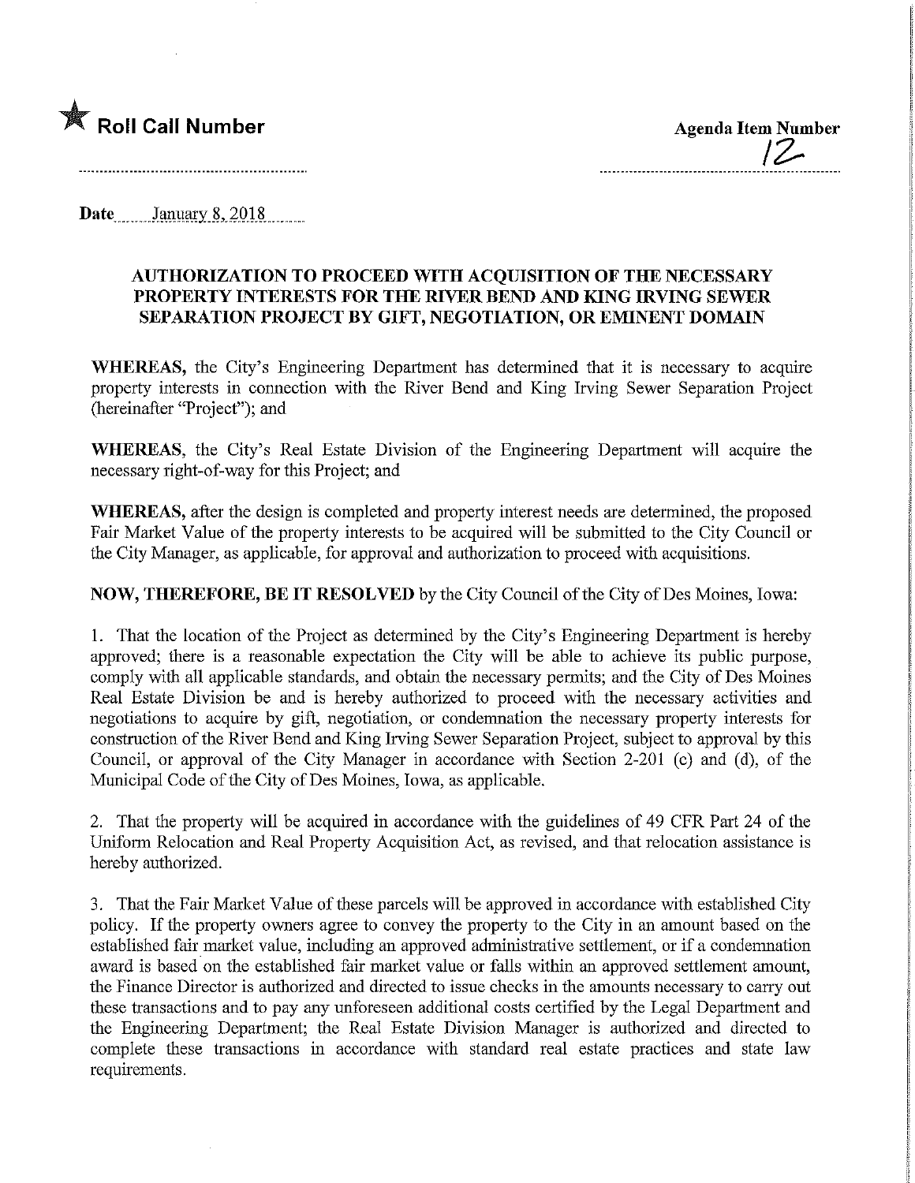★ **Roll Call Number**

**Agenda Item Number**
12

**Date** January 8, 2018

## AUTHORIZATION TO PROCEED WITH ACQUISITION OF THE NECESSARY PROPERTY INTERESTS FOR THE RIVER BEND AND KING IRVING SEWER SEPARATION PROJECT BY GIFT, NEGOTIATION, OR EMINENT DOMAIN

**WHEREAS,** the City's Engineering Department has determined that it is necessary to acquire property interests in connection with the River Bend and King Irving Sewer Separation Project (hereinafter "Project"); and

**WHEREAS,** the City's Real Estate Division of the Engineering Department will acquire the necessary right-of-way for this Project; and

**WHEREAS,** after the design is completed and property interest needs are determined, the proposed Fair Market Value of the property interests to be acquired will be submitted to the City Council or the City Manager, as applicable, for approval and authorization to proceed with acquisitions.

**NOW, THEREFORE, BE IT RESOLVED** by the City Council of the City of Des Moines, Iowa:

1. That the location of the Project as determined by the City's Engineering Department is hereby approved; there is a reasonable expectation the City will be able to achieve its public purpose, comply with all applicable standards, and obtain the necessary permits; and the City of Des Moines Real Estate Division be and is hereby authorized to proceed with the necessary activities and negotiations to acquire by gift, negotiation, or condemnation the necessary property interests for construction of the River Bend and King Irving Sewer Separation Project, subject to approval by this Council, or approval of the City Manager in accordance with Section 2-201 (c) and (d), of the Municipal Code of the City of Des Moines, Iowa, as applicable.

2. That the property will be acquired in accordance with the guidelines of 49 CFR Part 24 of the Uniform Relocation and Real Property Acquisition Act, as revised, and that relocation assistance is hereby authorized.

3. That the Fair Market Value of these parcels will be approved in accordance with established City policy. If the property owners agree to convey the property to the City in an amount based on the established fair market value, including an approved administrative settlement, or if a condemnation award is based on the established fair market value or falls within an approved settlement amount, the Finance Director is authorized and directed to issue checks in the amounts necessary to carry out these transactions and to pay any unforeseen additional costs certified by the Legal Department and the Engineering Department; the Real Estate Division Manager is authorized and directed to complete these transactions in accordance with standard real estate practices and state law requirements.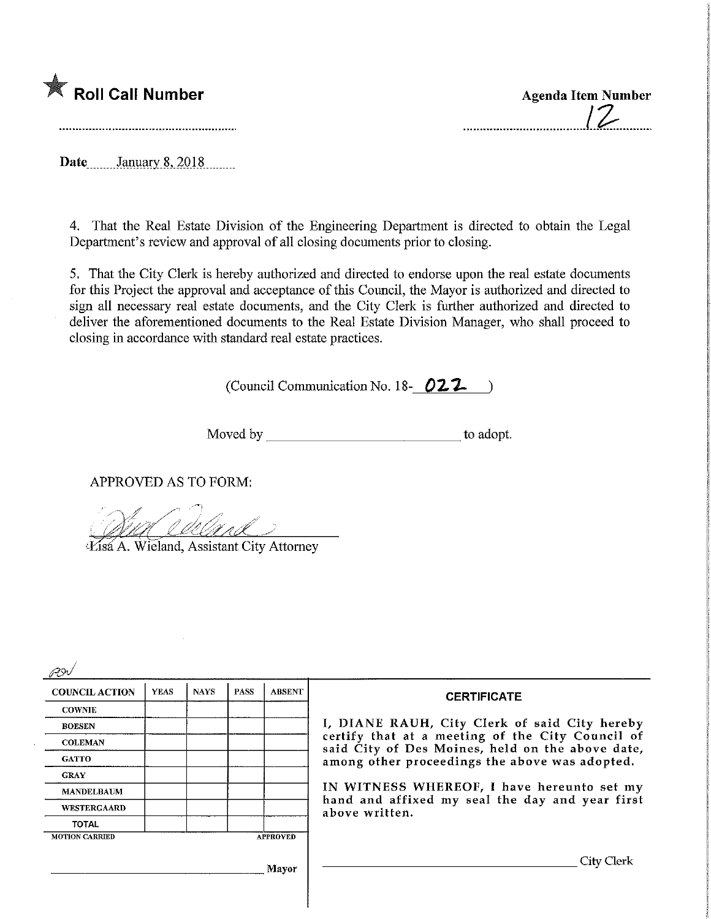★ **Roll Call Number**

**Agenda Item Number**

12

**Date** January 8, 2018

4. That the Real Estate Division of the Engineering Department is directed to obtain the Legal Department's review and approval of all closing documents prior to closing.

5. That the City Clerk is hereby authorized and directed to endorse upon the real estate documents for this Project the approval and acceptance of this Council, the Mayor is authorized and directed to sign all necessary real estate documents, and the City Clerk is further authorized and directed to deliver the aforementioned documents to the Real Estate Division Manager, who shall proceed to closing in accordance with standard real estate practices.

(Council Communication No. 18- **022** )

Moved by ____________________________ to adopt.

APPROVED AS TO FORM:

Lisa A. Wieland, Assistant City Attorney

| COUNCIL ACTION | YEAS | NAYS | PASS | ABSENT |
|---|---|---|---|---|
| COWNIE | | | | |
| BOESEN | | | | |
| COLEMAN | | | | |
| GATTO | | | | |
| GRAY | | | | |
| MANDELBAUM | | | | |
| WESTERGAARD | | | | |
| TOTAL | | | | |

MOTION CARRIED APPROVED

____________________________ Mayor

**CERTIFICATE**

I, DIANE RAUH, City Clerk of said City hereby certify that at a meeting of the City Council of said City of Des Moines, held on the above date, among other proceedings the above was adopted.

IN WITNESS WHEREOF, I have hereunto set my hand and affixed my seal the day and year first above written.

____________________________ City Clerk